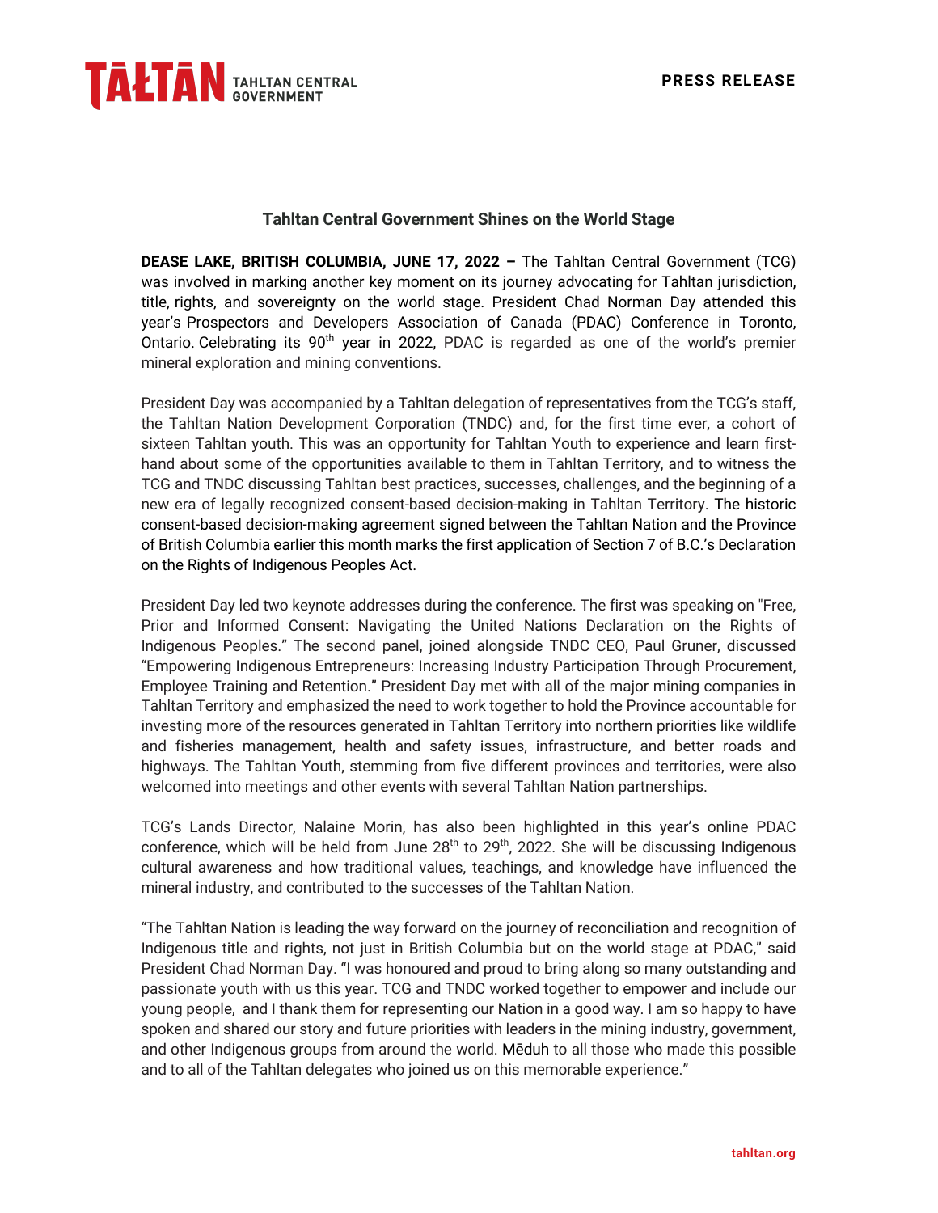TAŁTAN TAHLTAN CENTRAL GOVERNMENT

**PRESS RELEASE**

## Tahltan Central Government Shines on the World Stage

**DEASE LAKE, BRITISH COLUMBIA, JUNE 17, 2022 –** The Tahltan Central Government (TCG) was involved in marking another key moment on its journey advocating for Tahltan jurisdiction, title, rights, and sovereignty on the world stage. President Chad Norman Day attended this year's Prospectors and Developers Association of Canada (PDAC) Conference in Toronto, Ontario. Celebrating its 90th year in 2022, PDAC is regarded as one of the world's premier mineral exploration and mining conventions.

President Day was accompanied by a Tahltan delegation of representatives from the TCG's staff, the Tahltan Nation Development Corporation (TNDC) and, for the first time ever, a cohort of sixteen Tahltan youth. This was an opportunity for Tahltan Youth to experience and learn first-hand about some of the opportunities available to them in Tahltan Territory, and to witness the TCG and TNDC discussing Tahltan best practices, successes, challenges, and the beginning of a new era of legally recognized consent-based decision-making in Tahltan Territory. The historic consent-based decision-making agreement signed between the Tahltan Nation and the Province of British Columbia earlier this month marks the first application of Section 7 of B.C.'s Declaration on the Rights of Indigenous Peoples Act.

President Day led two keynote addresses during the conference. The first was speaking on "Free, Prior and Informed Consent: Navigating the United Nations Declaration on the Rights of Indigenous Peoples." The second panel, joined alongside TNDC CEO, Paul Gruner, discussed "Empowering Indigenous Entrepreneurs: Increasing Industry Participation Through Procurement, Employee Training and Retention." President Day met with all of the major mining companies in Tahltan Territory and emphasized the need to work together to hold the Province accountable for investing more of the resources generated in Tahltan Territory into northern priorities like wildlife and fisheries management, health and safety issues, infrastructure, and better roads and highways. The Tahltan Youth, stemming from five different provinces and territories, were also welcomed into meetings and other events with several Tahltan Nation partnerships.

TCG's Lands Director, Nalaine Morin, has also been highlighted in this year's online PDAC conference, which will be held from June 28th to 29th, 2022. She will be discussing Indigenous cultural awareness and how traditional values, teachings, and knowledge have influenced the mineral industry, and contributed to the successes of the Tahltan Nation.

"The Tahltan Nation is leading the way forward on the journey of reconciliation and recognition of Indigenous title and rights, not just in British Columbia but on the world stage at PDAC," said President Chad Norman Day. "I was honoured and proud to bring along so many outstanding and passionate youth with us this year. TCG and TNDC worked together to empower and include our young people, and I thank them for representing our Nation in a good way. I am so happy to have spoken and shared our story and future priorities with leaders in the mining industry, government, and other Indigenous groups from around the world. Mēduh to all those who made this possible and to all of the Tahltan delegates who joined us on this memorable experience."

tahltan.org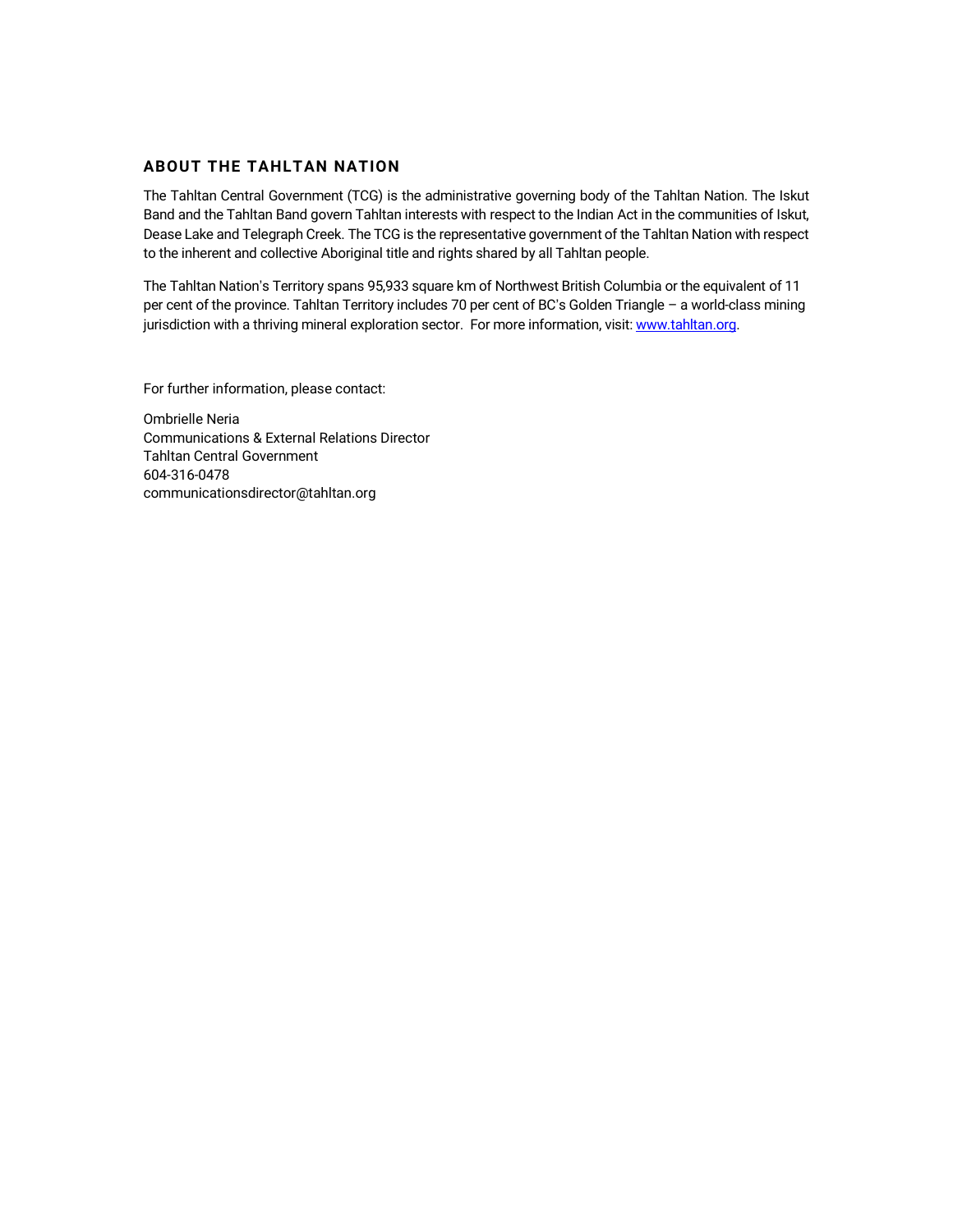## ABOUT THE TAHLTAN NATION

The Tahltan Central Government (TCG) is the administrative governing body of the Tahltan Nation. The Iskut Band and the Tahltan Band govern Tahltan interests with respect to the Indian Act in the communities of Iskut, Dease Lake and Telegraph Creek. The TCG is the representative government of the Tahltan Nation with respect to the inherent and collective Aboriginal title and rights shared by all Tahltan people.

The Tahltan Nation's Territory spans 95,933 square km of Northwest British Columbia or the equivalent of 11 per cent of the province. Tahltan Territory includes 70 per cent of BC's Golden Triangle – a world-class mining jurisdiction with a thriving mineral exploration sector. For more information, visit: www.tahltan.org.

For further information, please contact:

Ombrielle Neria  
Communications & External Relations Director  
Tahltan Central Government  
604-316-0478  
communicationsdirector@tahltan.org